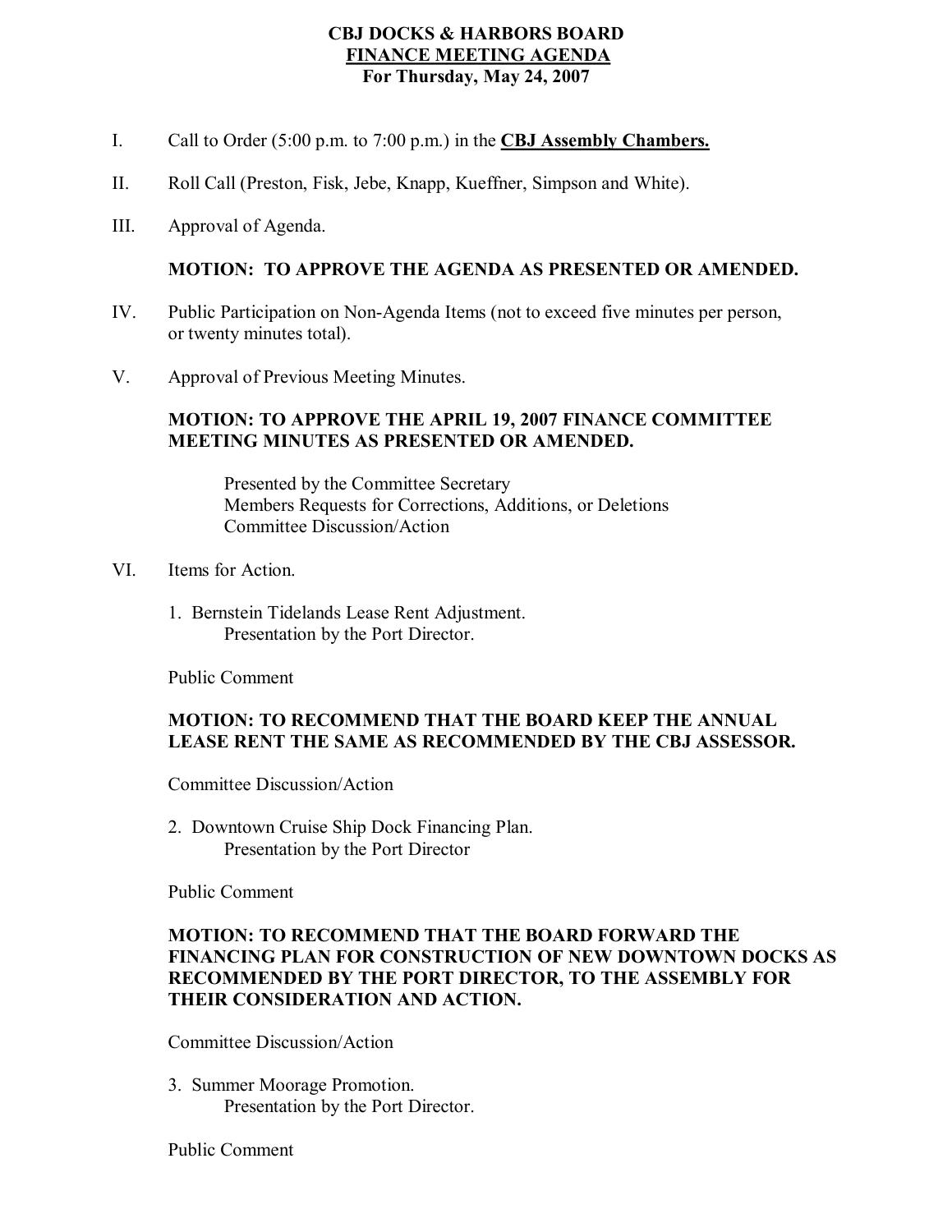# CBJ DOCKS & HARBORS BOARD
## FINANCE MEETING AGENDA
### For Thursday, May 24, 2007

I. Call to Order (5:00 p.m. to 7:00 p.m.) in the **CBJ Assembly Chambers.**

II. Roll Call (Preston, Fisk, Jebe, Knapp, Kueffner, Simpson and White).

III. Approval of Agenda.

**MOTION: TO APPROVE THE AGENDA AS PRESENTED OR AMENDED.**

IV. Public Participation on Non-Agenda Items (not to exceed five minutes per person, or twenty minutes total).

V. Approval of Previous Meeting Minutes.

**MOTION: TO APPROVE THE APRIL 19, 2007 FINANCE COMMITTEE MEETING MINUTES AS PRESENTED OR AMENDED.**

Presented by the Committee Secretary
Members Requests for Corrections, Additions, or Deletions
Committee Discussion/Action

VI. Items for Action.

1. Bernstein Tidelands Lease Rent Adjustment.
   Presentation by the Port Director.

Public Comment

**MOTION: TO RECOMMEND THAT THE BOARD KEEP THE ANNUAL LEASE RENT THE SAME AS RECOMMENDED BY THE CBJ ASSESSOR.**

Committee Discussion/Action

2. Downtown Cruise Ship Dock Financing Plan.
   Presentation by the Port Director

Public Comment

**MOTION: TO RECOMMEND THAT THE BOARD FORWARD THE FINANCING PLAN FOR CONSTRUCTION OF NEW DOWNTOWN DOCKS AS RECOMMENDED BY THE PORT DIRECTOR, TO THE ASSEMBLY FOR THEIR CONSIDERATION AND ACTION.**

Committee Discussion/Action

3. Summer Moorage Promotion.
   Presentation by the Port Director.

Public Comment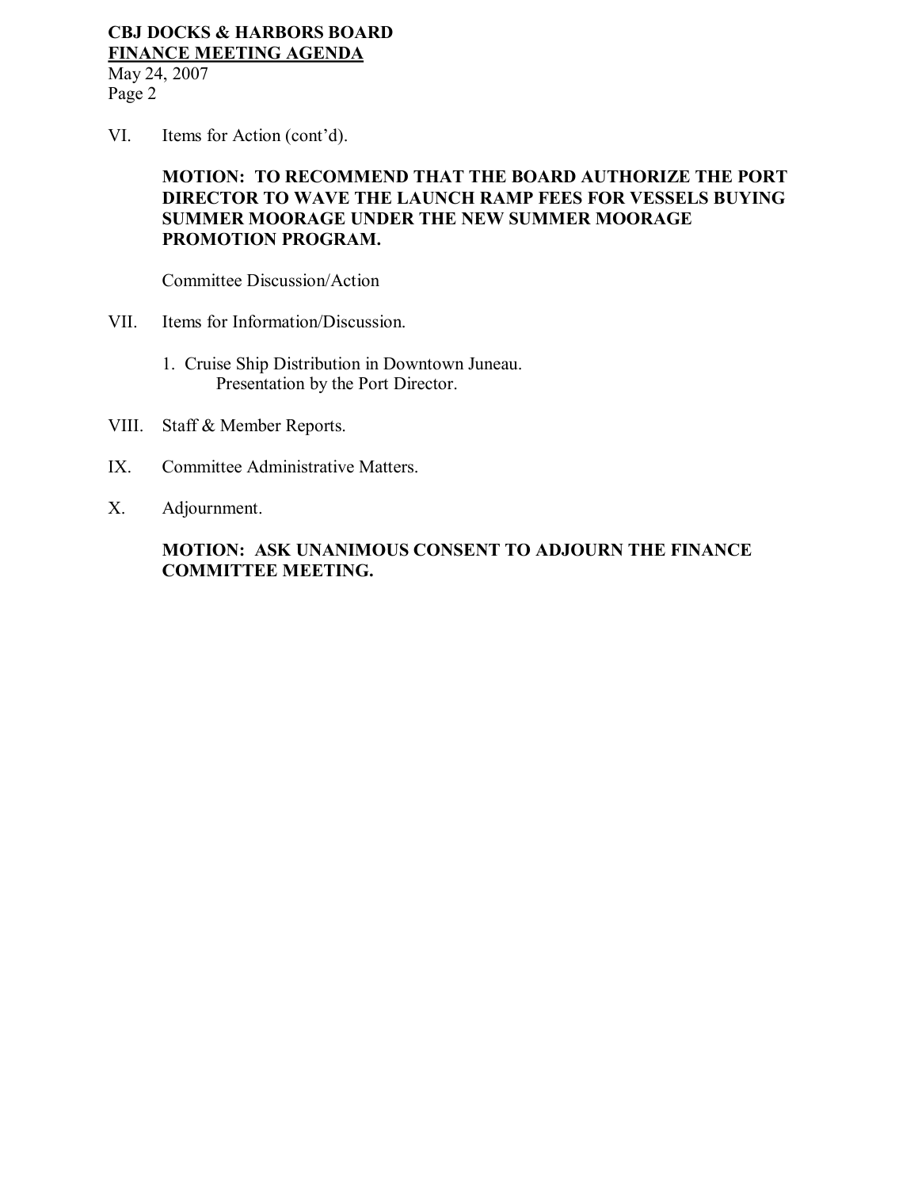VI. Items for Action (cont'd).

**MOTION: TO RECOMMEND THAT THE BOARD AUTHORIZE THE PORT DIRECTOR TO WAVE THE LAUNCH RAMP FEES FOR VESSELS BUYING SUMMER MOORAGE UNDER THE NEW SUMMER MOORAGE PROMOTION PROGRAM.**

Committee Discussion/Action

VII. Items for Information/Discussion.

1. Cruise Ship Distribution in Downtown Juneau.
   Presentation by the Port Director.

VIII. Staff & Member Reports.

IX. Committee Administrative Matters.

X. Adjournment.

**MOTION: ASK UNANIMOUS CONSENT TO ADJOURN THE FINANCE COMMITTEE MEETING.**